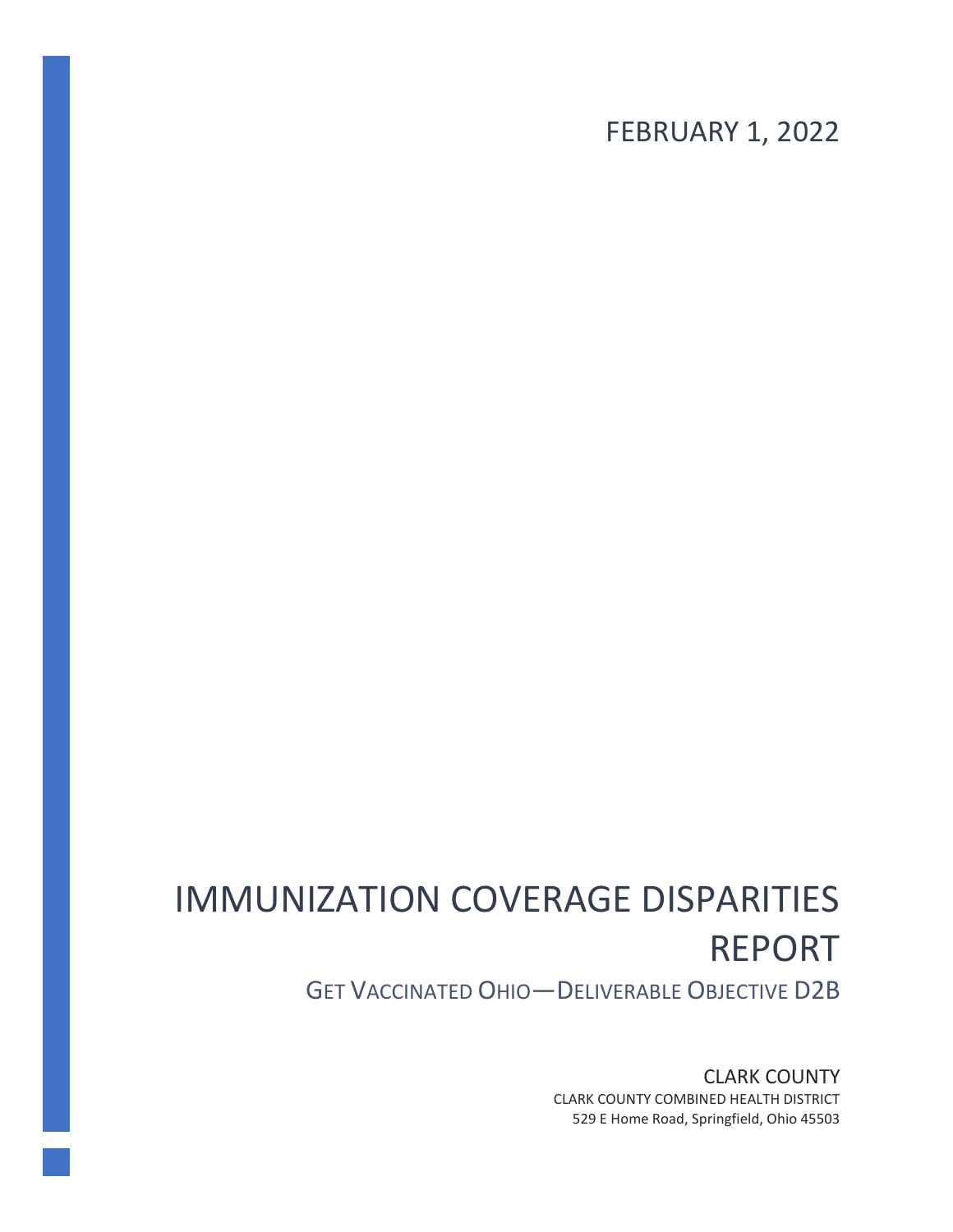FEBRUARY 1, 2022

# IMMUNIZATION COVERAGE DISPARITIES REPORT

## GET VACCINATED OHIO—DELIVERABLE OBJECTIVE D2B

CLARK COUNTY

CLARK COUNTY COMBINED HEALTH DISTRICT

529 E Home Road, Springfield, Ohio 45503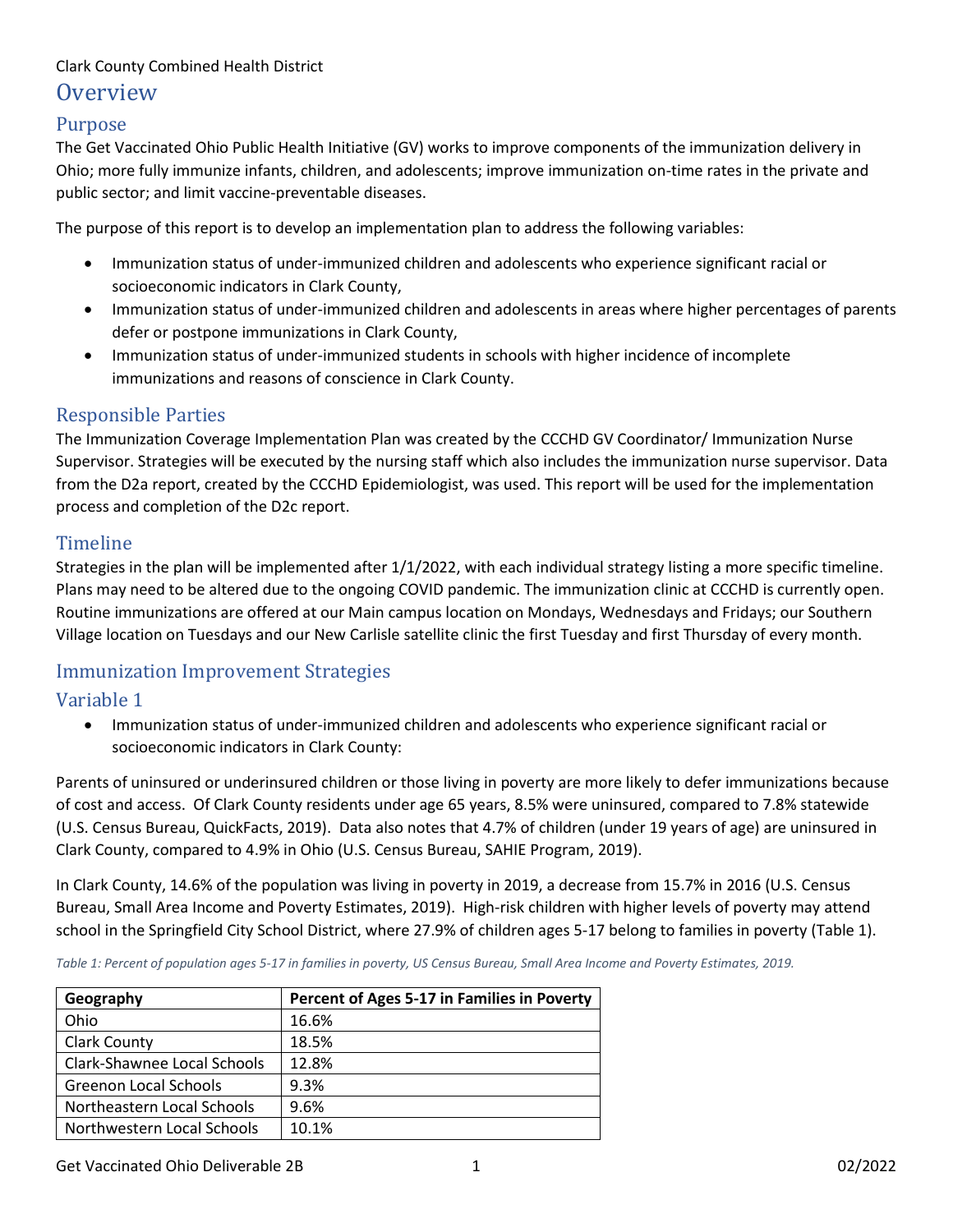Clark County Combined Health District

# Overview

## Purpose

The Get Vaccinated Ohio Public Health Initiative (GV) works to improve components of the immunization delivery in Ohio; more fully immunize infants, children, and adolescents; improve immunization on-time rates in the private and public sector; and limit vaccine-preventable diseases.

The purpose of this report is to develop an implementation plan to address the following variables:

- Immunization status of under-immunized children and adolescents who experience significant racial or socioeconomic indicators in Clark County,
- Immunization status of under-immunized children and adolescents in areas where higher percentages of parents defer or postpone immunizations in Clark County,
- Immunization status of under-immunized students in schools with higher incidence of incomplete immunizations and reasons of conscience in Clark County.

## Responsible Parties

The Immunization Coverage Implementation Plan was created by the CCCHD GV Coordinator/ Immunization Nurse Supervisor. Strategies will be executed by the nursing staff which also includes the immunization nurse supervisor. Data from the D2a report, created by the CCCHD Epidemiologist, was used. This report will be used for the implementation process and completion of the D2c report.

## Timeline

Strategies in the plan will be implemented after 1/1/2022, with each individual strategy listing a more specific timeline. Plans may need to be altered due to the ongoing COVID pandemic. The immunization clinic at CCCHD is currently open. Routine immunizations are offered at our Main campus location on Mondays, Wednesdays and Fridays; our Southern Village location on Tuesdays and our New Carlisle satellite clinic the first Tuesday and first Thursday of every month.

## Immunization Improvement Strategies

## Variable 1

- Immunization status of under-immunized children and adolescents who experience significant racial or socioeconomic indicators in Clark County:

Parents of uninsured or underinsured children or those living in poverty are more likely to defer immunizations because of cost and access. Of Clark County residents under age 65 years, 8.5% were uninsured, compared to 7.8% statewide (U.S. Census Bureau, QuickFacts, 2019). Data also notes that 4.7% of children (under 19 years of age) are uninsured in Clark County, compared to 4.9% in Ohio (U.S. Census Bureau, SAHIE Program, 2019).

In Clark County, 14.6% of the population was living in poverty in 2019, a decrease from 15.7% in 2016 (U.S. Census Bureau, Small Area Income and Poverty Estimates, 2019). High-risk children with higher levels of poverty may attend school in the Springfield City School District, where 27.9% of children ages 5-17 belong to families in poverty (Table 1).

*Table 1: Percent of population ages 5-17 in families in poverty, US Census Bureau, Small Area Income and Poverty Estimates, 2019.*

| Geography | Percent of Ages 5-17 in Families in Poverty |
|---|---|
| Ohio | 16.6% |
| Clark County | 18.5% |
| Clark-Shawnee Local Schools | 12.8% |
| Greenon Local Schools | 9.3% |
| Northeastern Local Schools | 9.6% |
| Northwestern Local Schools | 10.1% |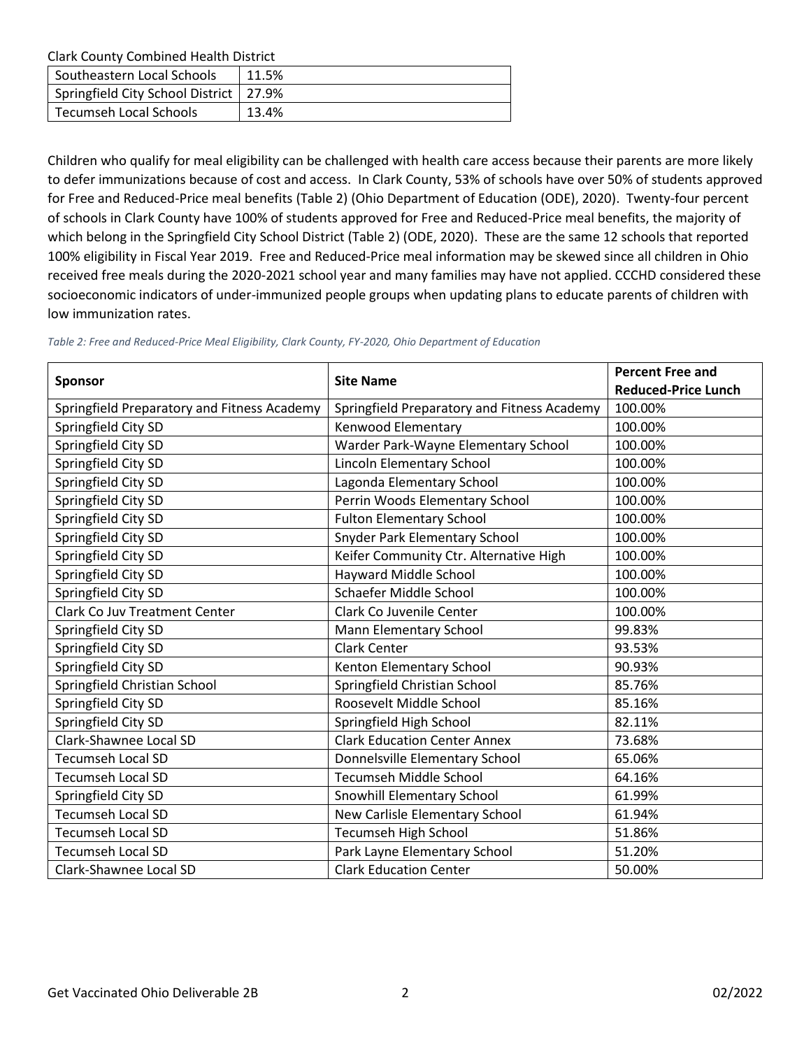Clark County Combined Health District

| Southeastern Local Schools | 11.5% |
|---|---|
| Springfield City School District | 27.9% |
| Tecumseh Local Schools | 13.4% |

Children who qualify for meal eligibility can be challenged with health care access because their parents are more likely to defer immunizations because of cost and access. In Clark County, 53% of schools have over 50% of students approved for Free and Reduced-Price meal benefits (Table 2) (Ohio Department of Education (ODE), 2020). Twenty-four percent of schools in Clark County have 100% of students approved for Free and Reduced-Price meal benefits, the majority of which belong in the Springfield City School District (Table 2) (ODE, 2020). These are the same 12 schools that reported 100% eligibility in Fiscal Year 2019. Free and Reduced-Price meal information may be skewed since all children in Ohio received free meals during the 2020-2021 school year and many families may have not applied. CCCHD considered these socioeconomic indicators of under-immunized people groups when updating plans to educate parents of children with low immunization rates.

*Table 2: Free and Reduced-Price Meal Eligibility, Clark County, FY-2020, Ohio Department of Education*

| Sponsor | Site Name | Percent Free and Reduced-Price Lunch |
|---|---|---|
| Springfield Preparatory and Fitness Academy | Springfield Preparatory and Fitness Academy | 100.00% |
| Springfield City SD | Kenwood Elementary | 100.00% |
| Springfield City SD | Warder Park-Wayne Elementary School | 100.00% |
| Springfield City SD | Lincoln Elementary School | 100.00% |
| Springfield City SD | Lagonda Elementary School | 100.00% |
| Springfield City SD | Perrin Woods Elementary School | 100.00% |
| Springfield City SD | Fulton Elementary School | 100.00% |
| Springfield City SD | Snyder Park Elementary School | 100.00% |
| Springfield City SD | Keifer Community Ctr. Alternative High | 100.00% |
| Springfield City SD | Hayward Middle School | 100.00% |
| Springfield City SD | Schaefer Middle School | 100.00% |
| Clark Co Juv Treatment Center | Clark Co Juvenile Center | 100.00% |
| Springfield City SD | Mann Elementary School | 99.83% |
| Springfield City SD | Clark Center | 93.53% |
| Springfield City SD | Kenton Elementary School | 90.93% |
| Springfield Christian School | Springfield Christian School | 85.76% |
| Springfield City SD | Roosevelt Middle School | 85.16% |
| Springfield City SD | Springfield High School | 82.11% |
| Clark-Shawnee Local SD | Clark Education Center Annex | 73.68% |
| Tecumseh Local SD | Donnelsville Elementary School | 65.06% |
| Tecumseh Local SD | Tecumseh Middle School | 64.16% |
| Springfield City SD | Snowhill Elementary School | 61.99% |
| Tecumseh Local SD | New Carlisle Elementary School | 61.94% |
| Tecumseh Local SD | Tecumseh High School | 51.86% |
| Tecumseh Local SD | Park Layne Elementary School | 51.20% |
| Clark-Shawnee Local SD | Clark Education Center | 50.00% |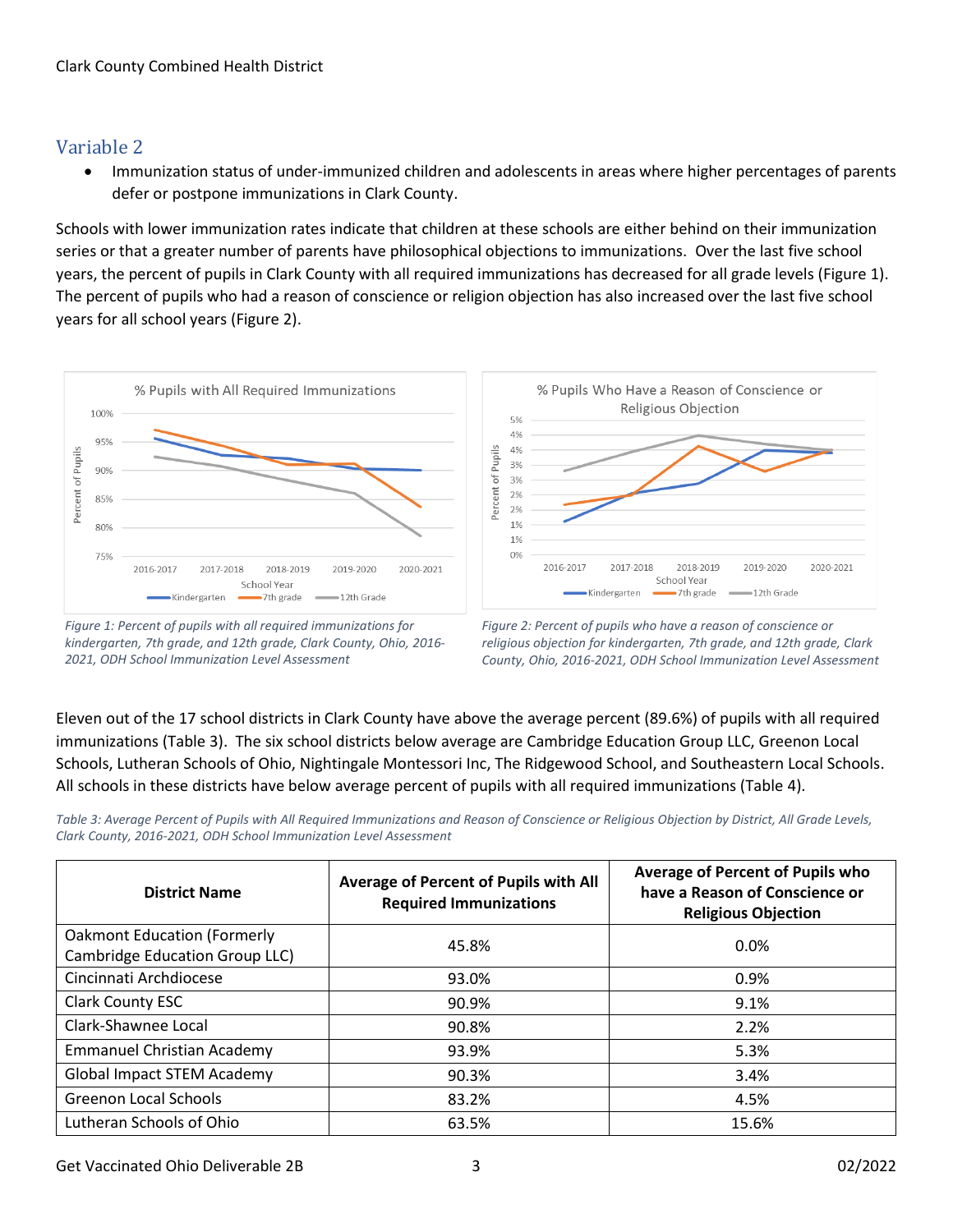## Variable 2

- Immunization status of under-immunized children and adolescents in areas where higher percentages of parents defer or postpone immunizations in Clark County.

Schools with lower immunization rates indicate that children at these schools are either behind on their immunization series or that a greater number of parents have philosophical objections to immunizations. Over the last five school years, the percent of pupils in Clark County with all required immunizations has decreased for all grade levels (Figure 1). The percent of pupils who had a reason of conscience or religion objection has also increased over the last five school years for all school years (Figure 2).

*Figure 1: Percent of pupils with all required immunizations for kindergarten, 7th grade, and 12th grade, Clark County, Ohio, 2016-2021, ODH School Immunization Level Assessment*

*Figure 2: Percent of pupils who have a reason of conscience or religious objection for kindergarten, 7th grade, and 12th grade, Clark County, Ohio, 2016-2021, ODH School Immunization Level Assessment*

Eleven out of the 17 school districts in Clark County have above the average percent (89.6%) of pupils with all required immunizations (Table 3). The six school districts below average are Cambridge Education Group LLC, Greenon Local Schools, Lutheran Schools of Ohio, Nightingale Montessori Inc, The Ridgewood School, and Southeastern Local Schools. All schools in these districts have below average percent of pupils with all required immunizations (Table 4).

*Table 3: Average Percent of Pupils with All Required Immunizations and Reason of Conscience or Religious Objection by District, All Grade Levels, Clark County, 2016-2021, ODH School Immunization Level Assessment*

| District Name | Average of Percent of Pupils with All Required Immunizations | Average of Percent of Pupils who have a Reason of Conscience or Religious Objection |
|---|---|---|
| Oakmont Education (Formerly Cambridge Education Group LLC) | 45.8% | 0.0% |
| Cincinnati Archdiocese | 93.0% | 0.9% |
| Clark County ESC | 90.9% | 9.1% |
| Clark-Shawnee Local | 90.8% | 2.2% |
| Emmanuel Christian Academy | 93.9% | 5.3% |
| Global Impact STEM Academy | 90.3% | 3.4% |
| Greenon Local Schools | 83.2% | 4.5% |
| Lutheran Schools of Ohio | 63.5% | 15.6% |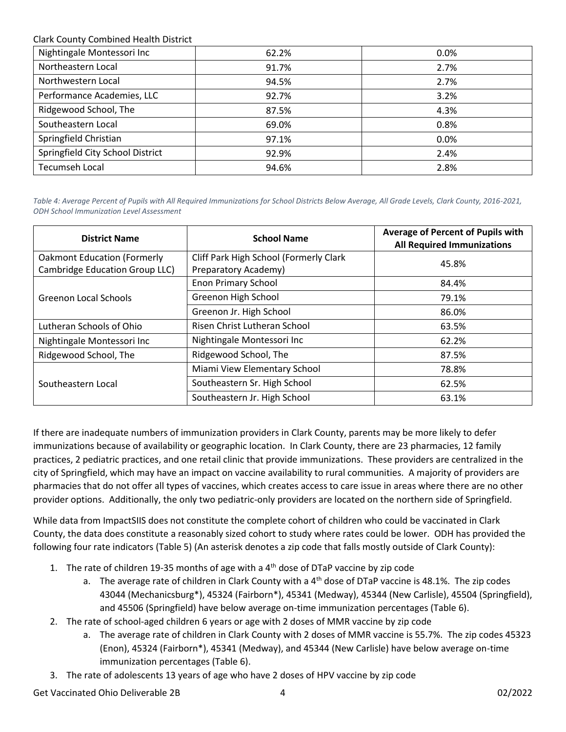Clark County Combined Health District

| | | |
|---|---|---|
| Nightingale Montessori Inc | 62.2% | 0.0% |
| Northeastern Local | 91.7% | 2.7% |
| Northwestern Local | 94.5% | 2.7% |
| Performance Academies, LLC | 92.7% | 3.2% |
| Ridgewood School, The | 87.5% | 4.3% |
| Southeastern Local | 69.0% | 0.8% |
| Springfield Christian | 97.1% | 0.0% |
| Springfield City School District | 92.9% | 2.4% |
| Tecumseh Local | 94.6% | 2.8% |

*Table 4: Average Percent of Pupils with All Required Immunizations for School Districts Below Average, All Grade Levels, Clark County, 2016-2021, ODH School Immunization Level Assessment*

| District Name | School Name | Average of Percent of Pupils with All Required Immunizations |
|---|---|---|
| Oakmont Education (Formerly Cambridge Education Group LLC) | Cliff Park High School (Formerly Clark Preparatory Academy) | 45.8% |
| Greenon Local Schools | Enon Primary School | 84.4% |
| | Greenon High School | 79.1% |
| | Greenon Jr. High School | 86.0% |
| Lutheran Schools of Ohio | Risen Christ Lutheran School | 63.5% |
| Nightingale Montessori Inc | Nightingale Montessori Inc | 62.2% |
| Ridgewood School, The | Ridgewood School, The | 87.5% |
| Southeastern Local | Miami View Elementary School | 78.8% |
| | Southeastern Sr. High School | 62.5% |
| | Southeastern Jr. High School | 63.1% |

If there are inadequate numbers of immunization providers in Clark County, parents may be more likely to defer immunizations because of availability or geographic location. In Clark County, there are 23 pharmacies, 12 family practices, 2 pediatric practices, and one retail clinic that provide immunizations. These providers are centralized in the city of Springfield, which may have an impact on vaccine availability to rural communities. A majority of providers are pharmacies that do not offer all types of vaccines, which creates access to care issue in areas where there are no other provider options. Additionally, the only two pediatric-only providers are located on the northern side of Springfield.

While data from ImpactSIIS does not constitute the complete cohort of children who could be vaccinated in Clark County, the data does constitute a reasonably sized cohort to study where rates could be lower. ODH has provided the following four rate indicators (Table 5) (An asterisk denotes a zip code that falls mostly outside of Clark County):

1. The rate of children 19-35 months of age with a 4th dose of DTaP vaccine by zip code
   a. The average rate of children in Clark County with a 4th dose of DTaP vaccine is 48.1%. The zip codes 43044 (Mechanicsburg*), 45324 (Fairborn*), 45341 (Medway), 45344 (New Carlisle), 45504 (Springfield), and 45506 (Springfield) have below average on-time immunization percentages (Table 6).
2. The rate of school-aged children 6 years or age with 2 doses of MMR vaccine by zip code
   a. The average rate of children in Clark County with 2 doses of MMR vaccine is 55.7%. The zip codes 45323 (Enon), 45324 (Fairborn*), 45341 (Medway), and 45344 (New Carlisle) have below average on-time immunization percentages (Table 6).
3. The rate of adolescents 13 years of age who have 2 doses of HPV vaccine by zip code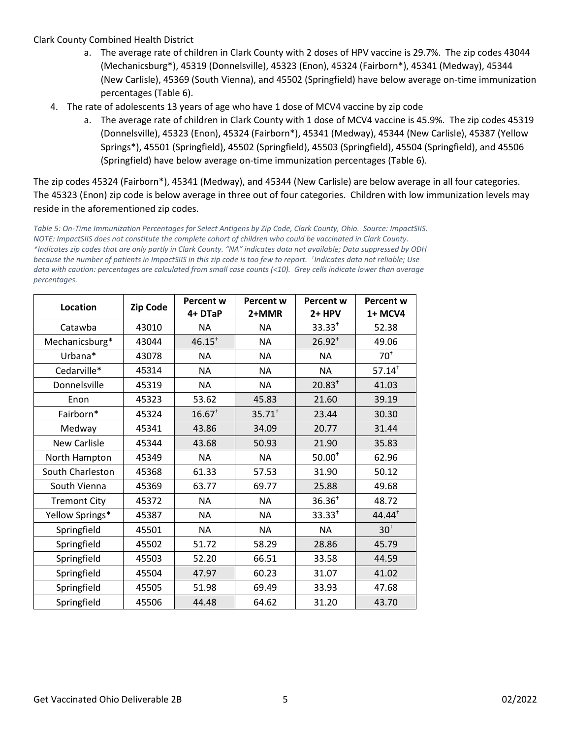Clark County Combined Health District

   a. The average rate of children in Clark County with 2 doses of HPV vaccine is 29.7%. The zip codes 43044 (Mechanicsburg*), 45319 (Donnelsville), 45323 (Enon), 45324 (Fairborn*), 45341 (Medway), 45344 (New Carlisle), 45369 (South Vienna), and 45502 (Springfield) have below average on-time immunization percentages (Table 6).

4. The rate of adolescents 13 years of age who have 1 dose of MCV4 vaccine by zip code
   a. The average rate of children in Clark County with 1 dose of MCV4 vaccine is 45.9%. The zip codes 45319 (Donnelsville), 45323 (Enon), 45324 (Fairborn*), 45341 (Medway), 45344 (New Carlisle), 45387 (Yellow Springs*), 45501 (Springfield), 45502 (Springfield), 45503 (Springfield), 45504 (Springfield), and 45506 (Springfield) have below average on-time immunization percentages (Table 6).

The zip codes 45324 (Fairborn*), 45341 (Medway), and 45344 (New Carlisle) are below average in all four categories. The 45323 (Enon) zip code is below average in three out of four categories. Children with low immunization levels may reside in the aforementioned zip codes.

*Table 5: On-Time Immunization Percentages for Select Antigens by Zip Code, Clark County, Ohio. Source: ImpactSIIS. NOTE: ImpactSIIS does not constitute the complete cohort of children who could be vaccinated in Clark County. *Indicates zip codes that are only partly in Clark County. "NA" indicates data not available; Data suppressed by ODH because the number of patients in ImpactSIIS in this zip code is too few to report. †Indicates data not reliable; Use data with caution: percentages are calculated from small case counts (<10). Grey cells indicate lower than average percentages.*

| Location | Zip Code | Percent w 4+ DTaP | Percent w 2+MMR | Percent w 2+ HPV | Percent w 1+ MCV4 |
|---|---|---|---|---|---|
| Catawba | 43010 | NA | NA | 33.33† | 52.38 |
| Mechanicsburg* | 43044 | 46.15† | NA | 26.92† | 49.06 |
| Urbana* | 43078 | NA | NA | NA | 70† |
| Cedarville* | 45314 | NA | NA | NA | 57.14† |
| Donnelsville | 45319 | NA | NA | 20.83† | 41.03 |
| Enon | 45323 | 53.62 | 45.83 | 21.60 | 39.19 |
| Fairborn* | 45324 | 16.67† | 35.71† | 23.44 | 30.30 |
| Medway | 45341 | 43.86 | 34.09 | 20.77 | 31.44 |
| New Carlisle | 45344 | 43.68 | 50.93 | 21.90 | 35.83 |
| North Hampton | 45349 | NA | NA | 50.00† | 62.96 |
| South Charleston | 45368 | 61.33 | 57.53 | 31.90 | 50.12 |
| South Vienna | 45369 | 63.77 | 69.77 | 25.88 | 49.68 |
| Tremont City | 45372 | NA | NA | 36.36† | 48.72 |
| Yellow Springs* | 45387 | NA | NA | 33.33† | 44.44† |
| Springfield | 45501 | NA | NA | NA | 30† |
| Springfield | 45502 | 51.72 | 58.29 | 28.86 | 45.79 |
| Springfield | 45503 | 52.20 | 66.51 | 33.58 | 44.59 |
| Springfield | 45504 | 47.97 | 60.23 | 31.07 | 41.02 |
| Springfield | 45505 | 51.98 | 69.49 | 33.93 | 47.68 |
| Springfield | 45506 | 44.48 | 64.62 | 31.20 | 43.70 |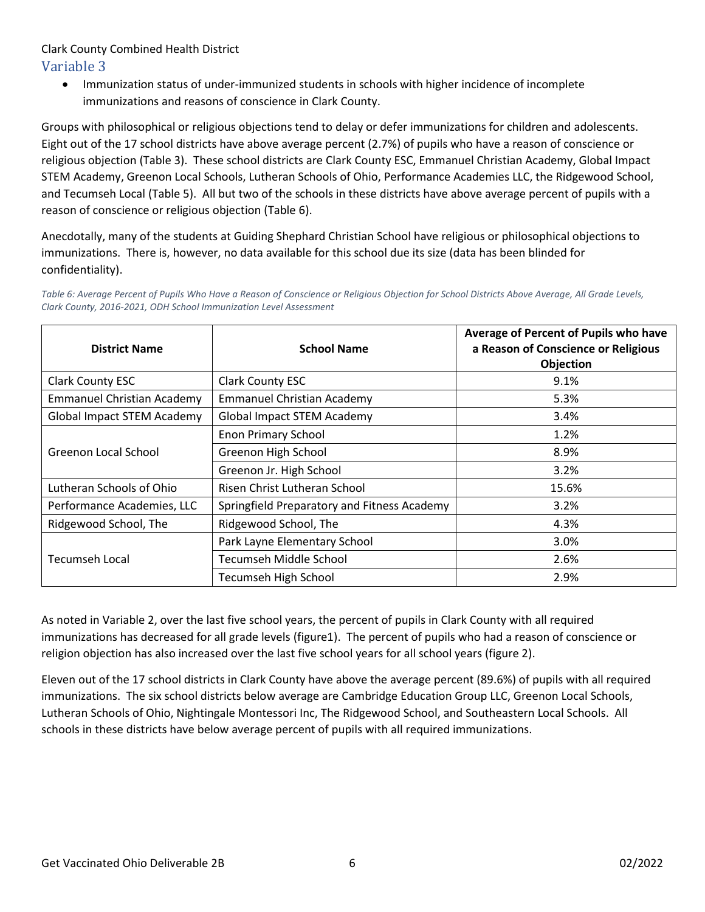Clark County Combined Health District

## Variable 3

- Immunization status of under-immunized students in schools with higher incidence of incomplete immunizations and reasons of conscience in Clark County.

Groups with philosophical or religious objections tend to delay or defer immunizations for children and adolescents. Eight out of the 17 school districts have above average percent (2.7%) of pupils who have a reason of conscience or religious objection (Table 3). These school districts are Clark County ESC, Emmanuel Christian Academy, Global Impact STEM Academy, Greenon Local Schools, Lutheran Schools of Ohio, Performance Academies LLC, the Ridgewood School, and Tecumseh Local (Table 5). All but two of the schools in these districts have above average percent of pupils with a reason of conscience or religious objection (Table 6).

Anecdotally, many of the students at Guiding Shephard Christian School have religious or philosophical objections to immunizations. There is, however, no data available for this school due its size (data has been blinded for confidentiality).

*Table 6: Average Percent of Pupils Who Have a Reason of Conscience or Religious Objection for School Districts Above Average, All Grade Levels, Clark County, 2016-2021, ODH School Immunization Level Assessment*

| District Name | School Name | Average of Percent of Pupils who have a Reason of Conscience or Religious Objection |
|---|---|---|
| Clark County ESC | Clark County ESC | 9.1% |
| Emmanuel Christian Academy | Emmanuel Christian Academy | 5.3% |
| Global Impact STEM Academy | Global Impact STEM Academy | 3.4% |
| Greenon Local School | Enon Primary School | 1.2% |
| | Greenon High School | 8.9% |
| | Greenon Jr. High School | 3.2% |
| Lutheran Schools of Ohio | Risen Christ Lutheran School | 15.6% |
| Performance Academies, LLC | Springfield Preparatory and Fitness Academy | 3.2% |
| Ridgewood School, The | Ridgewood School, The | 4.3% |
| Tecumseh Local | Park Layne Elementary School | 3.0% |
| | Tecumseh Middle School | 2.6% |
| | Tecumseh High School | 2.9% |

As noted in Variable 2, over the last five school years, the percent of pupils in Clark County with all required immunizations has decreased for all grade levels (figure1). The percent of pupils who had a reason of conscience or religion objection has also increased over the last five school years for all school years (figure 2).

Eleven out of the 17 school districts in Clark County have above the average percent (89.6%) of pupils with all required immunizations. The six school districts below average are Cambridge Education Group LLC, Greenon Local Schools, Lutheran Schools of Ohio, Nightingale Montessori Inc, The Ridgewood School, and Southeastern Local Schools. All schools in these districts have below average percent of pupils with all required immunizations.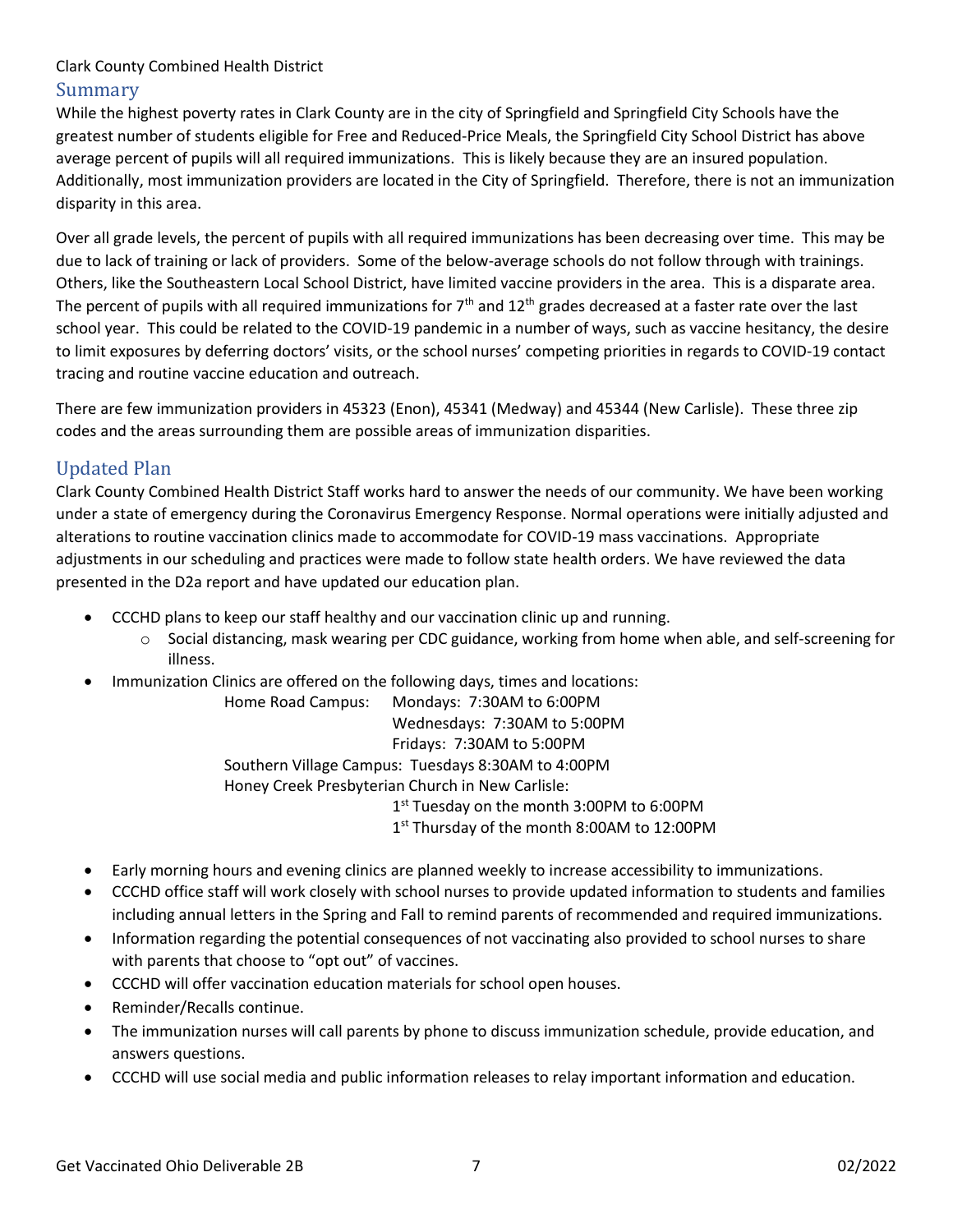Clark County Combined Health District

## Summary

While the highest poverty rates in Clark County are in the city of Springfield and Springfield City Schools have the greatest number of students eligible for Free and Reduced-Price Meals, the Springfield City School District has above average percent of pupils will all required immunizations. This is likely because they are an insured population. Additionally, most immunization providers are located in the City of Springfield. Therefore, there is not an immunization disparity in this area.

Over all grade levels, the percent of pupils with all required immunizations has been decreasing over time. This may be due to lack of training or lack of providers. Some of the below-average schools do not follow through with trainings. Others, like the Southeastern Local School District, have limited vaccine providers in the area. This is a disparate area. The percent of pupils with all required immunizations for 7th and 12th grades decreased at a faster rate over the last school year. This could be related to the COVID-19 pandemic in a number of ways, such as vaccine hesitancy, the desire to limit exposures by deferring doctors' visits, or the school nurses' competing priorities in regards to COVID-19 contact tracing and routine vaccine education and outreach.

There are few immunization providers in 45323 (Enon), 45341 (Medway) and 45344 (New Carlisle). These three zip codes and the areas surrounding them are possible areas of immunization disparities.

## Updated Plan

Clark County Combined Health District Staff works hard to answer the needs of our community. We have been working under a state of emergency during the Coronavirus Emergency Response. Normal operations were initially adjusted and alterations to routine vaccination clinics made to accommodate for COVID-19 mass vaccinations. Appropriate adjustments in our scheduling and practices were made to follow state health orders. We have reviewed the data presented in the D2a report and have updated our education plan.

- CCCHD plans to keep our staff healthy and our vaccination clinic up and running.
  - Social distancing, mask wearing per CDC guidance, working from home when able, and self-screening for illness.
- Immunization Clinics are offered on the following days, times and locations:

  Home Road Campus: Mondays: 7:30AM to 6:00PM
  Wednesdays: 7:30AM to 5:00PM
  Fridays: 7:30AM to 5:00PM

  Southern Village Campus: Tuesdays 8:30AM to 4:00PM

  Honey Creek Presbyterian Church in New Carlisle:
  1st Tuesday on the month 3:00PM to 6:00PM
  1st Thursday of the month 8:00AM to 12:00PM

- Early morning hours and evening clinics are planned weekly to increase accessibility to immunizations.
- CCCHD office staff will work closely with school nurses to provide updated information to students and families including annual letters in the Spring and Fall to remind parents of recommended and required immunizations.
- Information regarding the potential consequences of not vaccinating also provided to school nurses to share with parents that choose to "opt out" of vaccines.
- CCCHD will offer vaccination education materials for school open houses.
- Reminder/Recalls continue.
- The immunization nurses will call parents by phone to discuss immunization schedule, provide education, and answers questions.
- CCCHD will use social media and public information releases to relay important information and education.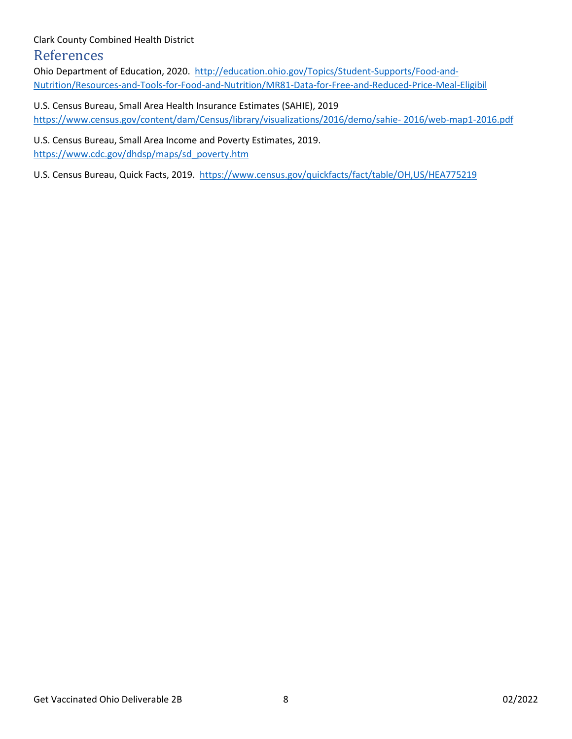## References

Ohio Department of Education, 2020. http://education.ohio.gov/Topics/Student-Supports/Food-and-Nutrition/Resources-and-Tools-for-Food-and-Nutrition/MR81-Data-for-Free-and-Reduced-Price-Meal-Eligibil

U.S. Census Bureau, Small Area Health Insurance Estimates (SAHIE), 2019
https://www.census.gov/content/dam/Census/library/visualizations/2016/demo/sahie- 2016/web-map1-2016.pdf

U.S. Census Bureau, Small Area Income and Poverty Estimates, 2019.
https://www.cdc.gov/dhdsp/maps/sd_poverty.htm

U.S. Census Bureau, Quick Facts, 2019. https://www.census.gov/quickfacts/fact/table/OH,US/HEA775219